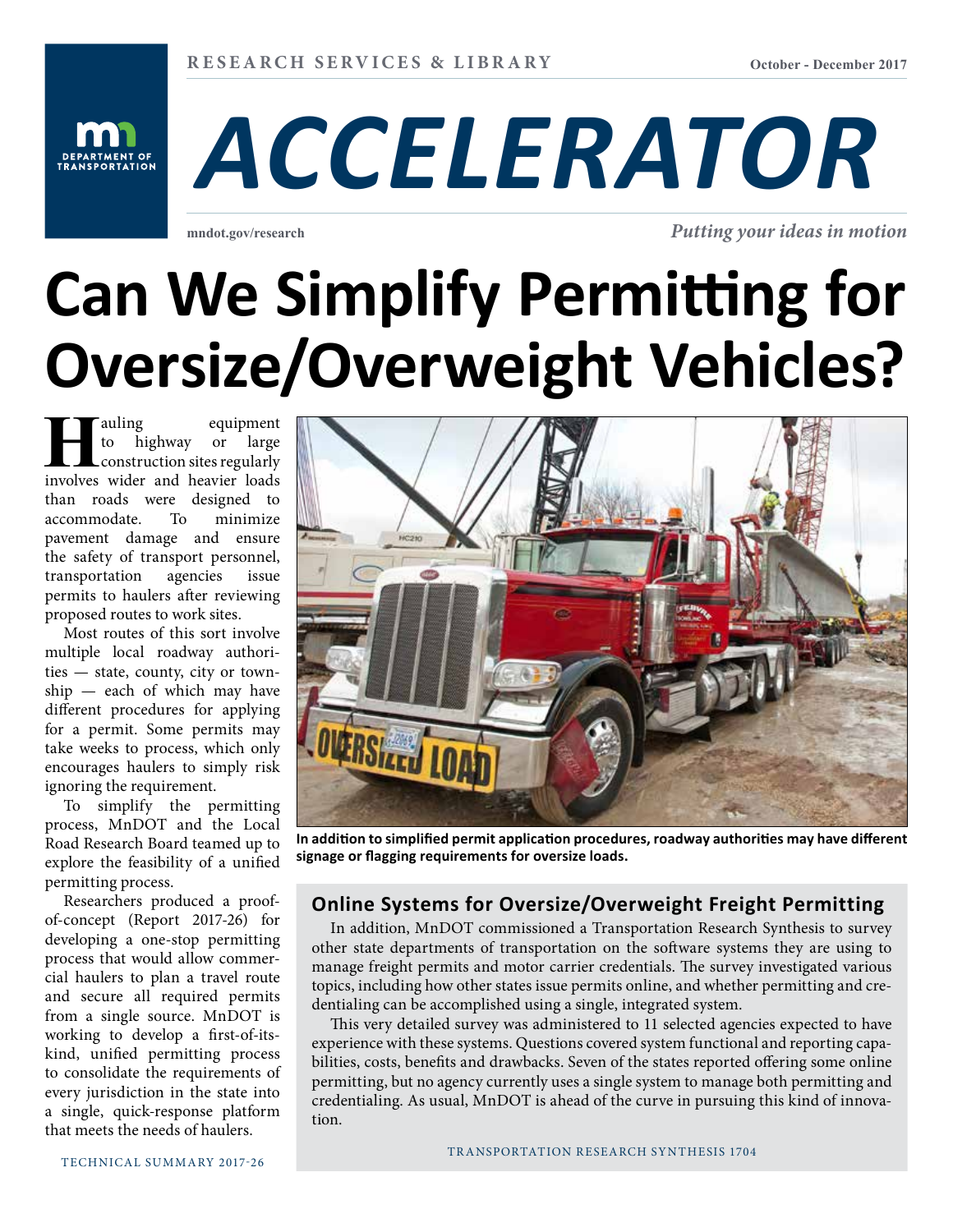RESEARCH SERVICES & LIBRARY

October - December 2017

# ACCELERATOR

mndot.gov/research

*Putting your ideas in motion*

# Can We Simplify Permitting for Oversize/Overweight Vehicles?

Hauling equipment to highway or large construction sites regularly involves wider and heavier loads than roads were designed to accommodate. To minimize pavement damage and ensure the safety of transport personnel, transportation agencies issue permits to haulers after reviewing proposed routes to work sites.

Most routes of this sort involve multiple local roadway authorities — state, county, city or township — each of which may have different procedures for applying for a permit. Some permits may take weeks to process, which only encourages haulers to simply risk ignoring the requirement.

To simplify the permitting process, MnDOT and the Local Road Research Board teamed up to explore the feasibility of a unified permitting process.

Researchers produced a proof-of-concept (Report 2017-26) for developing a one-stop permitting process that would allow commercial haulers to plan a travel route and secure all required permits from a single source. MnDOT is working to develop a first-of-its-kind, unified permitting process to consolidate the requirements of every jurisdiction in the state into a single, quick-response platform that meets the needs of haulers.

TECHNICAL SUMMARY 2017-26

**In addition to simplified permit application procedures, roadway authorities may have different signage or flagging requirements for oversize loads.**

## Online Systems for Oversize/Overweight Freight Permitting

In addition, MnDOT commissioned a Transportation Research Synthesis to survey other state departments of transportation on the software systems they are using to manage freight permits and motor carrier credentials. The survey investigated various topics, including how other states issue permits online, and whether permitting and credentialing can be accomplished using a single, integrated system.

This very detailed survey was administered to 11 selected agencies expected to have experience with these systems. Questions covered system functional and reporting capabilities, costs, benefits and drawbacks. Seven of the states reported offering some online permitting, but no agency currently uses a single system to manage both permitting and credentialing. As usual, MnDOT is ahead of the curve in pursuing this kind of innovation.

TRANSPORTATION RESEARCH SYNTHESIS 1704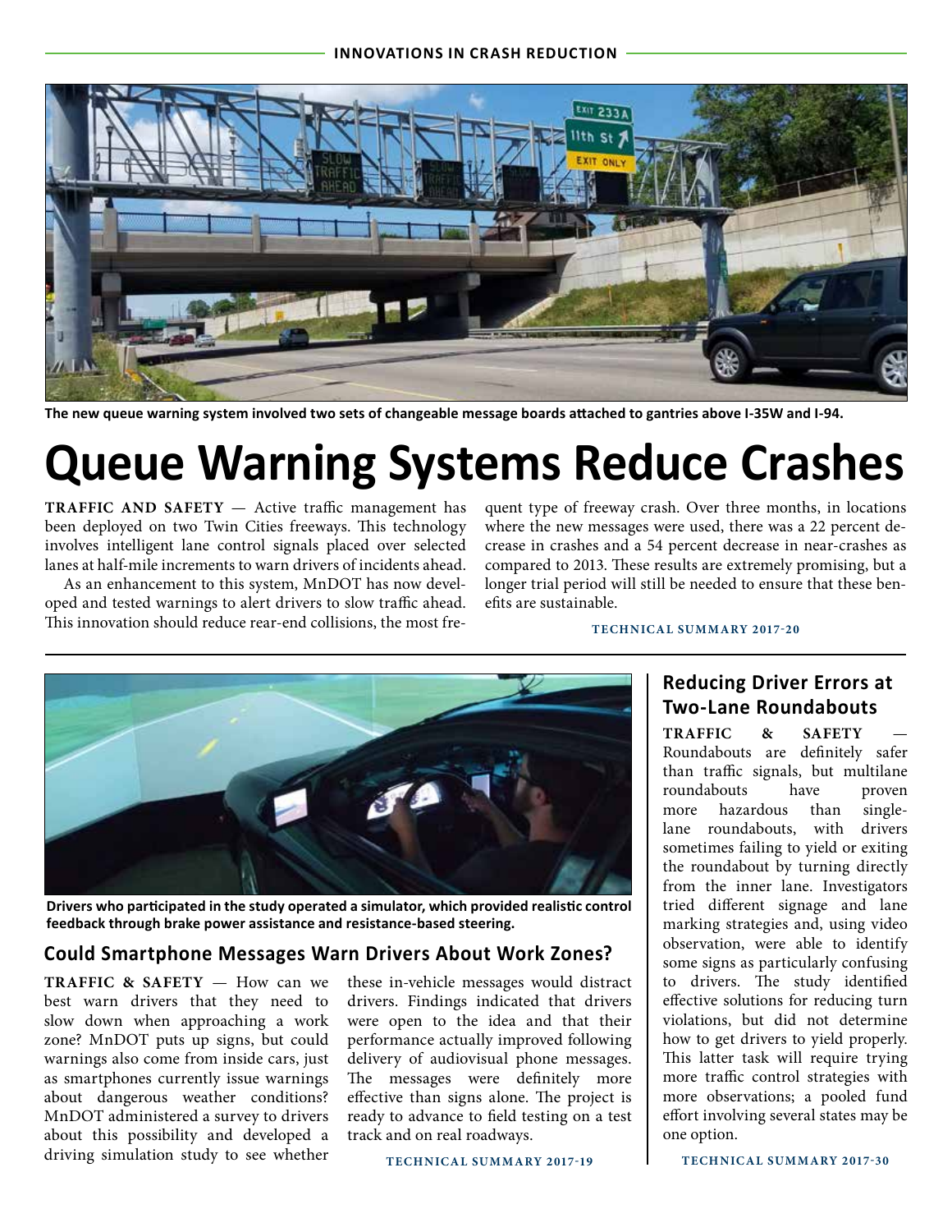The new queue warning system involved two sets of changeable message boards attached to gantries above I-35W and I-94.

# Queue Warning Systems Reduce Crashes

**TRAFFIC AND SAFETY** — Active traffic management has been deployed on two Twin Cities freeways. This technology involves intelligent lane control signals placed over selected lanes at half-mile increments to warn drivers of incidents ahead.

As an enhancement to this system, MnDOT has now developed and tested warnings to alert drivers to slow traffic ahead. This innovation should reduce rear-end collisions, the most frequent type of freeway crash. Over three months, in locations where the new messages were used, there was a 22 percent decrease in crashes and a 54 percent decrease in near-crashes as compared to 2013. These results are extremely promising, but a longer trial period will still be needed to ensure that these benefits are sustainable.

**TECHNICAL SUMMARY 2017-20**

Drivers who participated in the study operated a simulator, which provided realistic control feedback through brake power assistance and resistance-based steering.

## Could Smartphone Messages Warn Drivers About Work Zones?

**TRAFFIC & SAFETY** — How can we best warn drivers that they need to slow down when approaching a work zone? MnDOT puts up signs, but could warnings also come from inside cars, just as smartphones currently issue warnings about dangerous weather conditions? MnDOT administered a survey to drivers about this possibility and developed a driving simulation study to see whether these in-vehicle messages would distract drivers. Findings indicated that drivers were open to the idea and that their performance actually improved following delivery of audiovisual phone messages. The messages were definitely more effective than signs alone. The project is ready to advance to field testing on a test track and on real roadways.

**TECHNICAL SUMMARY 2017-19**

## Reducing Driver Errors at Two-Lane Roundabouts

**TRAFFIC & SAFETY** — Roundabouts are definitely safer than traffic signals, but multilane roundabouts have proven more hazardous than single-lane roundabouts, with drivers sometimes failing to yield or exiting the roundabout by turning directly from the inner lane. Investigators tried different signage and lane marking strategies and, using video observation, were able to identify some signs as particularly confusing to drivers. The study identified effective solutions for reducing turn violations, but did not determine how to get drivers to yield properly. This latter task will require trying more traffic control strategies with more observations; a pooled fund effort involving several states may be one option.

**TECHNICAL SUMMARY 2017-30**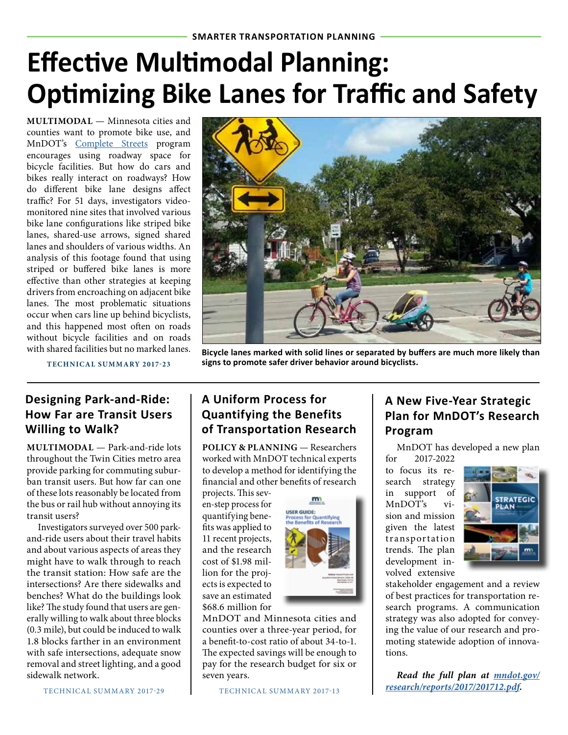SMARTER TRANSPORTATION PLANNING

# Effective Multimodal Planning: Optimizing Bike Lanes for Traffic and Safety

**MULTIMODAL** — Minnesota cities and counties want to promote bike use, and MnDOT's Complete Streets program encourages using roadway space for bicycle facilities. But how do cars and bikes really interact on roadways? How do different bike lane designs affect traffic? For 51 days, investigators video-monitored nine sites that involved various bike lane configurations like striped bike lanes, shared-use arrows, signed shared lanes and shoulders of various widths. An analysis of this footage found that using striped or buffered bike lanes is more effective than other strategies at keeping drivers from encroaching on adjacent bike lanes. The most problematic situations occur when cars line up behind bicyclists, and this happened most often on roads without bicycle facilities and on roads with shared facilities but no marked lanes.

TECHNICAL SUMMARY 2017-23

**Bicycle lanes marked with solid lines or separated by buffers are much more likely than signs to promote safer driver behavior around bicyclists.**

## Designing Park-and-Ride: How Far are Transit Users Willing to Walk?

**MULTIMODAL** — Park-and-ride lots throughout the Twin Cities metro area provide parking for commuting suburban transit users. But how far can one of these lots reasonably be located from the bus or rail hub without annoying its transit users?

Investigators surveyed over 500 park-and-ride users about their travel habits and about various aspects of areas they might have to walk through to reach the transit station: How safe are the intersections? Are there sidewalks and benches? What do the buildings look like? The study found that users are generally willing to walk about three blocks (0.3 mile), but could be induced to walk 1.8 blocks farther in an environment with safe intersections, adequate snow removal and street lighting, and a good sidewalk network.

TECHNICAL SUMMARY 2017-29

## A Uniform Process for Quantifying the Benefits of Transportation Research

**POLICY & PLANNING** — Researchers worked with MnDOT technical experts to develop a method for identifying the financial and other benefits of research projects. This seven-step process for quantifying benefits was applied to 11 recent projects, and the research cost of $1.98 million for the projects is expected to save an estimated $68.6 million for MnDOT and Minnesota cities and counties over a three-year period, for a benefit-to-cost ratio of about 34-to-1. The expected savings will be enough to pay for the research budget for six or seven years.

TECHNICAL SUMMARY 2017-13

## A New Five-Year Strategic Plan for MnDOT's Research Program

MnDOT has developed a new plan for 2017-2022 to focus its research strategy in support of MnDOT's vision and mission given the latest transportation trends. The plan development involved extensive stakeholder engagement and a review of best practices for transportation research programs. A communication strategy was also adopted for conveying the value of our research and promoting statewide adoption of innovations.

***Read the full plan at mndot.gov/research/reports/2017/201712.pdf.***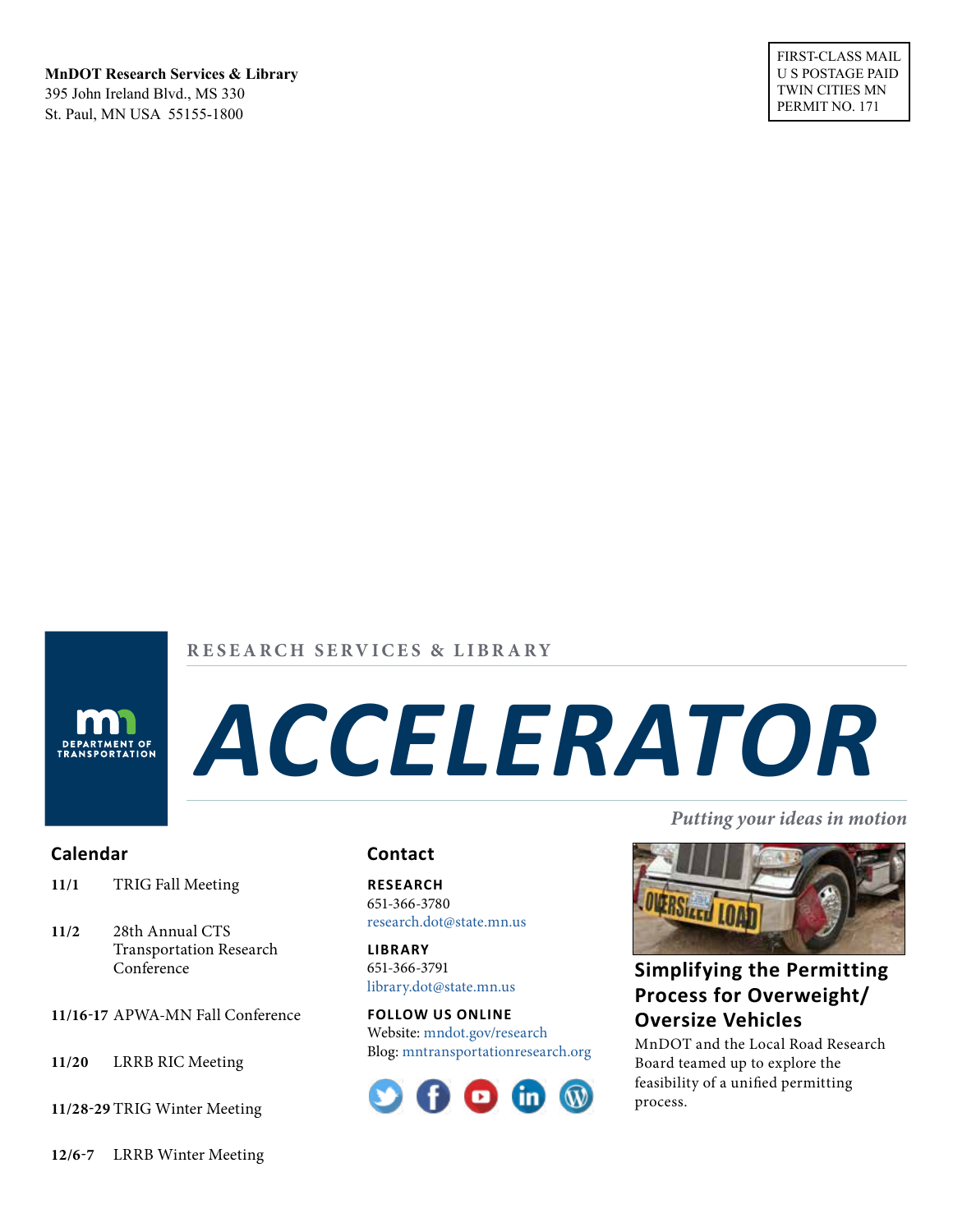**MnDOT Research Services & Library**
395 John Ireland Blvd., MS 330
St. Paul, MN USA 55155-1800

FIRST-CLASS MAIL
U S POSTAGE PAID
TWIN CITIES MN
PERMIT NO. 171

RESEARCH SERVICES & LIBRARY

# ACCELERATOR

*Putting your ideas in motion*

## Calendar

**11/1** TRIG Fall Meeting

**11/2** 28th Annual CTS Transportation Research Conference

**11/16-17** APWA-MN Fall Conference

**11/20** LRRB RIC Meeting

**11/28-29** TRIG Winter Meeting

**12/6-7** LRRB Winter Meeting

## Contact

**RESEARCH**
651-366-3780
research.dot@state.mn.us

**LIBRARY**
651-366-3791
library.dot@state.mn.us

**FOLLOW US ONLINE**
Website: mndot.gov/research
Blog: mntransportationresearch.org

## Simplifying the Permitting Process for Overweight/ Oversize Vehicles

MnDOT and the Local Road Research Board teamed up to explore the feasibility of a unified permitting process.